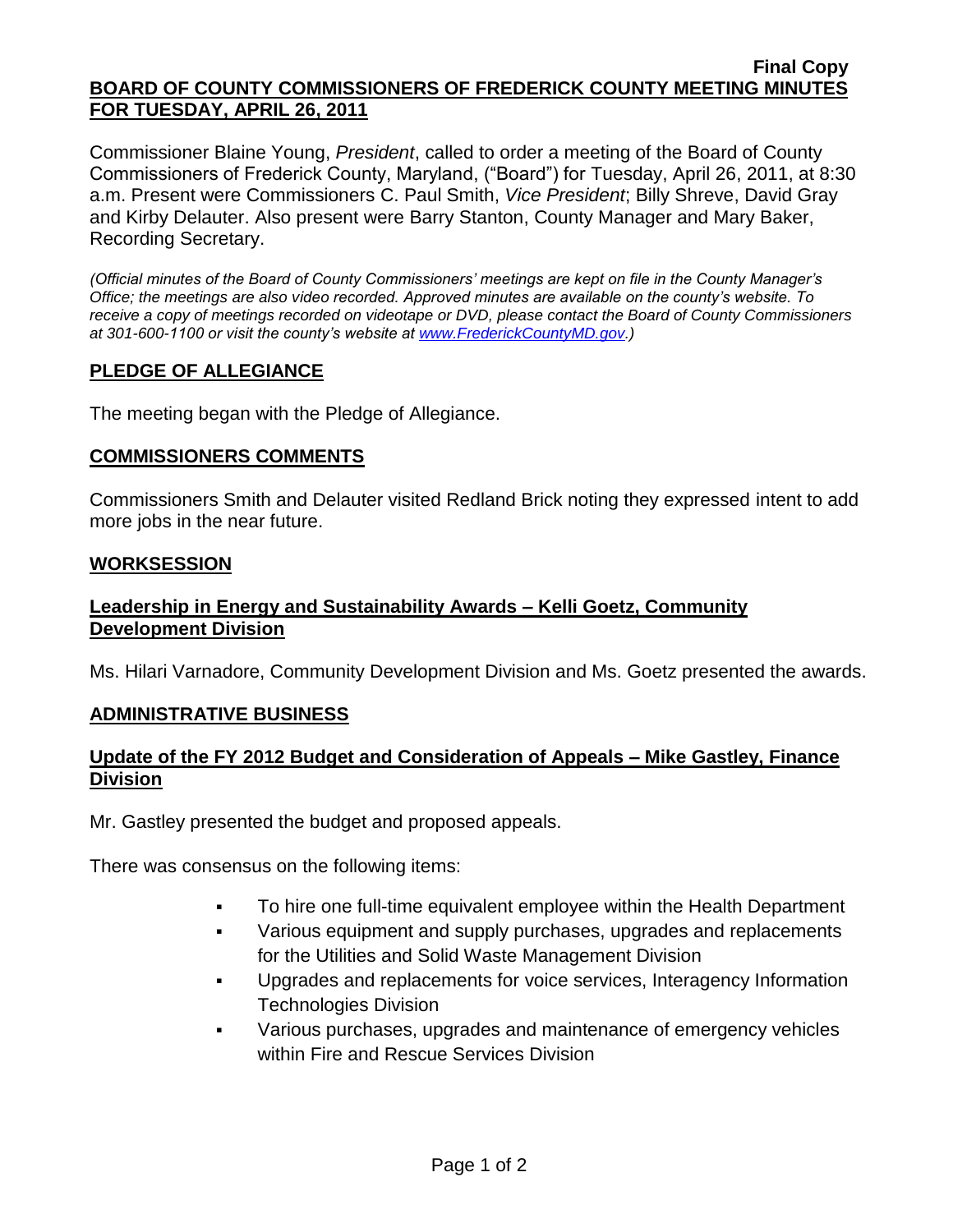**Final Copy**

# BOARD OF COUNTY COMMISSIONERS OF FREDERICK COUNTY MEETING MINUTES FOR TUESDAY, APRIL 26, 2011

Commissioner Blaine Young, *President*, called to order a meeting of the Board of County Commissioners of Frederick County, Maryland, ("Board") for Tuesday, April 26, 2011, at 8:30 a.m. Present were Commissioners C. Paul Smith, *Vice President*; Billy Shreve, David Gray and Kirby Delauter. Also present were Barry Stanton, County Manager and Mary Baker, Recording Secretary.

*(Official minutes of the Board of County Commissioners' meetings are kept on file in the County Manager's Office; the meetings are also video recorded. Approved minutes are available on the county's website. To receive a copy of meetings recorded on videotape or DVD, please contact the Board of County Commissioners at 301-600-1100 or visit the county's website at [www.FrederickCountyMD.gov](http://www.FrederickCountyMD.gov).)*

## PLEDGE OF ALLEGIANCE

The meeting began with the Pledge of Allegiance.

## COMMISSIONERS COMMENTS

Commissioners Smith and Delauter visited Redland Brick noting they expressed intent to add more jobs in the near future.

## WORKSESSION

### Leadership in Energy and Sustainability Awards – Kelli Goetz, Community Development Division

Ms. Hilari Varnadore, Community Development Division and Ms. Goetz presented the awards.

## ADMINISTRATIVE BUSINESS

### Update of the FY 2012 Budget and Consideration of Appeals – Mike Gastley, Finance Division

Mr. Gastley presented the budget and proposed appeals.

There was consensus on the following items:

- To hire one full-time equivalent employee within the Health Department
- Various equipment and supply purchases, upgrades and replacements for the Utilities and Solid Waste Management Division
- Upgrades and replacements for voice services, Interagency Information Technologies Division
- Various purchases, upgrades and maintenance of emergency vehicles within Fire and Rescue Services Division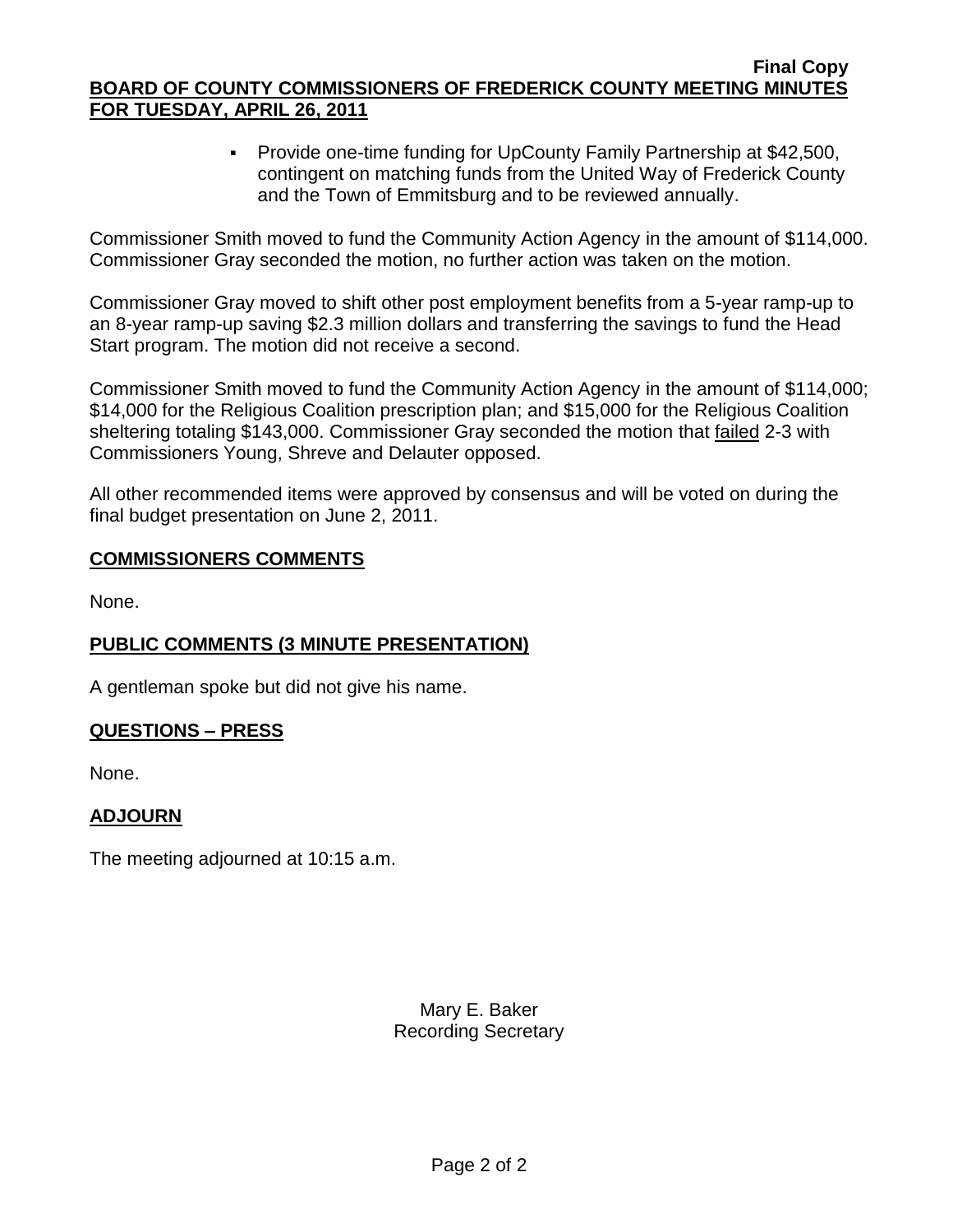- Provide one-time funding for UpCounty Family Partnership at $42,500, contingent on matching funds from the United Way of Frederick County and the Town of Emmitsburg and to be reviewed annually.

Commissioner Smith moved to fund the Community Action Agency in the amount of $114,000. Commissioner Gray seconded the motion, no further action was taken on the motion.

Commissioner Gray moved to shift other post employment benefits from a 5-year ramp-up to an 8-year ramp-up saving $2.3 million dollars and transferring the savings to fund the Head Start program. The motion did not receive a second.

Commissioner Smith moved to fund the Community Action Agency in the amount of $114,000; $14,000 for the Religious Coalition prescription plan; and $15,000 for the Religious Coalition sheltering totaling $143,000. Commissioner Gray seconded the motion that failed 2-3 with Commissioners Young, Shreve and Delauter opposed.

All other recommended items were approved by consensus and will be voted on during the final budget presentation on June 2, 2011.

## COMMISSIONERS COMMENTS

None.

## PUBLIC COMMENTS (3 MINUTE PRESENTATION)

A gentleman spoke but did not give his name.

## QUESTIONS – PRESS

None.

## ADJOURN

The meeting adjourned at 10:15 a.m.

Mary E. Baker
Recording Secretary